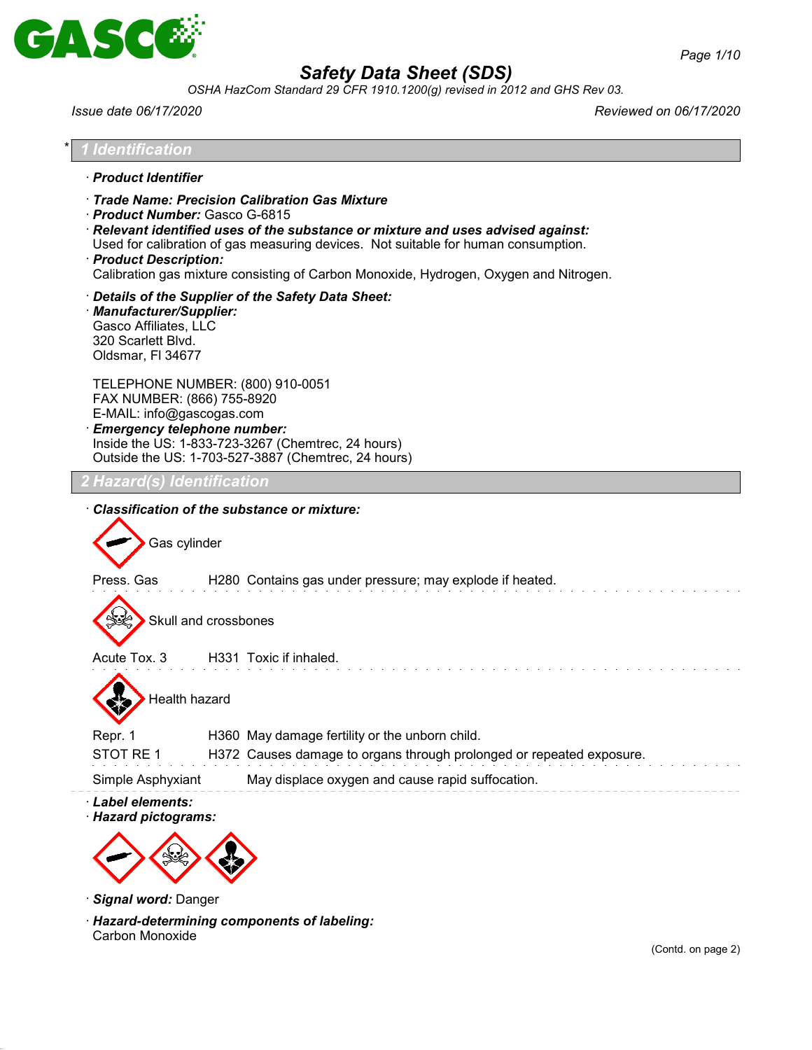# Safety Data Sheet (SDS)

*OSHA HazCom Standard 29 CFR 1910.1200(g) revised in 2012 and GHS Rev 03.*

*Issue date 06/17/2020* — *Reviewed on 06/17/2020*

## * 1 Identification

· **Product Identifier**

· **Trade Name: Precision Calibration Gas Mixture**
· **Product Number:** Gasco G-6815
· **Relevant identified uses of the substance or mixture and uses advised against:**
Used for calibration of gas measuring devices. Not suitable for human consumption.
· **Product Description:**
Calibration gas mixture consisting of Carbon Monoxide, Hydrogen, Oxygen and Nitrogen.

· **Details of the Supplier of the Safety Data Sheet:**
· **Manufacturer/Supplier:**
Gasco Affiliates, LLC
320 Scarlett Blvd.
Oldsmar, Fl 34677

TELEPHONE NUMBER: (800) 910-0051
FAX NUMBER: (866) 755-8920
E-MAIL: info@gascogas.com
· **Emergency telephone number:**
Inside the US: 1-833-723-3267 (Chemtrec, 24 hours)
Outside the US: 1-703-527-3887 (Chemtrec, 24 hours)

## 2 Hazard(s) Identification

· **Classification of the substance or mixture:**

Gas cylinder

Press. Gas H280 Contains gas under pressure; may explode if heated.

Skull and crossbones

Acute Tox. 3 H331 Toxic if inhaled.

Health hazard

Repr. 1 H360 May damage fertility or the unborn child.
STOT RE 1 H372 Causes damage to organs through prolonged or repeated exposure.

Simple Asphyxiant May displace oxygen and cause rapid suffocation.

· **Label elements:**
· **Hazard pictograms:**

· **Signal word:** Danger

· **Hazard-determining components of labeling:**
Carbon Monoxide

(Contd. on page 2)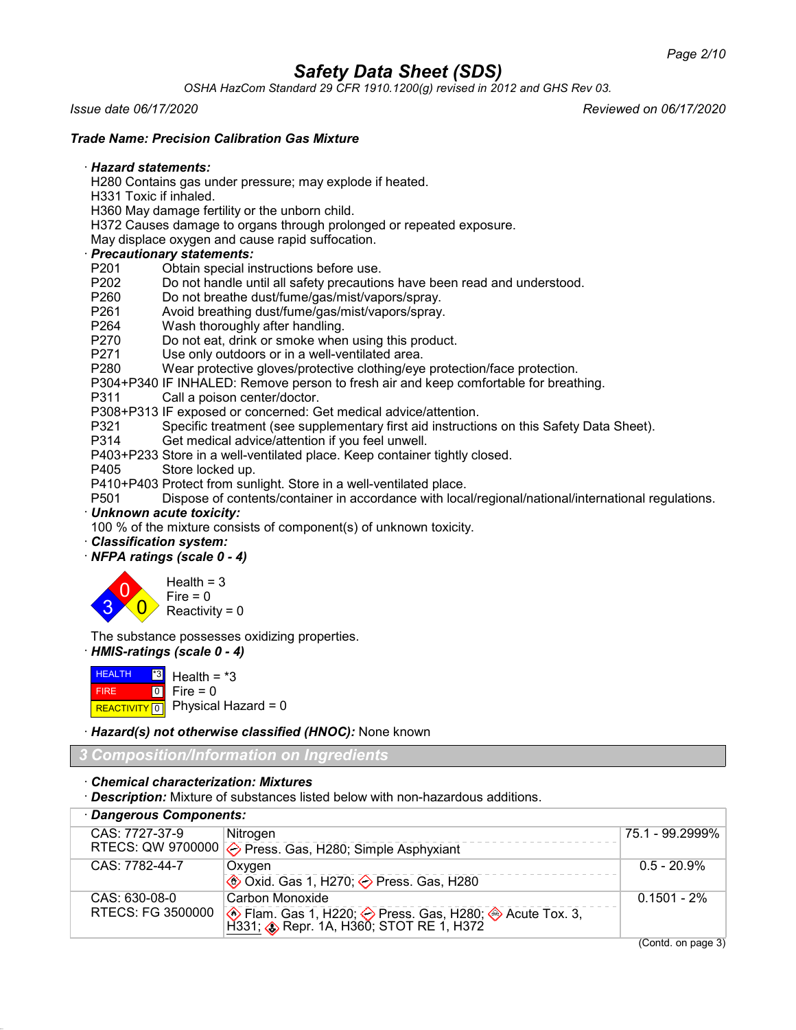# Safety Data Sheet (SDS)

OSHA HazCom Standard 29 CFR 1910.1200(g) revised in 2012 and GHS Rev 03.

*Issue date 06/17/2020* *Reviewed on 06/17/2020*

**Trade Name: Precision Calibration Gas Mixture**

· ***Hazard statements:***
H280 Contains gas under pressure; may explode if heated.
H331 Toxic if inhaled.
H360 May damage fertility or the unborn child.
H372 Causes damage to organs through prolonged or repeated exposure.
May displace oxygen and cause rapid suffocation.

· ***Precautionary statements:***
P201 Obtain special instructions before use.
P202 Do not handle until all safety precautions have been read and understood.
P260 Do not breathe dust/fume/gas/mist/vapors/spray.
P261 Avoid breathing dust/fume/gas/mist/vapors/spray.
P264 Wash thoroughly after handling.
P270 Do not eat, drink or smoke when using this product.
P271 Use only outdoors or in a well-ventilated area.
P280 Wear protective gloves/protective clothing/eye protection/face protection.
P304+P340 IF INHALED: Remove person to fresh air and keep comfortable for breathing.
P311 Call a poison center/doctor.
P308+P313 IF exposed or concerned: Get medical advice/attention.
P321 Specific treatment (see supplementary first aid instructions on this Safety Data Sheet).
P314 Get medical advice/attention if you feel unwell.
P403+P233 Store in a well-ventilated place. Keep container tightly closed.
P405 Store locked up.
P410+P403 Protect from sunlight. Store in a well-ventilated place.
P501 Dispose of contents/container in accordance with local/regional/national/international regulations.

· ***Unknown acute toxicity:***
100 % of the mixture consists of component(s) of unknown toxicity.

· ***Classification system:***

· ***NFPA ratings (scale 0 - 4)***

Health = 3
Fire = 0
Reactivity = 0

The substance possesses oxidizing properties.

· ***HMIS-ratings (scale 0 - 4)***

| HEALTH | *3 |
|---|---|
| FIRE | 0 |
| REACTIVITY | 0 |

Health = *3
Fire = 0
Physical Hazard = 0

· ***Hazard(s) not otherwise classified (HNOC):*** None known

## 3 Composition/Information on Ingredients

· ***Chemical characterization: Mixtures***
· ***Description:*** Mixture of substances listed below with non-hazardous additions.

· ***Dangerous Components:***

| CAS / RTECS | Component | % |
|---|---|---|
| CAS: 7727-37-9<br>RTECS: QW 9700000 | Nitrogen<br>Press. Gas, H280; Simple Asphyxiant | 75.1 - 99.2999% |
| CAS: 7782-44-7 | Oxygen<br>Oxid. Gas 1, H270; Press. Gas, H280 | 0.5 - 20.9% |
| CAS: 630-08-0<br>RTECS: FG 3500000 | Carbon Monoxide<br>Flam. Gas 1, H220; Press. Gas, H280; Acute Tox. 3, H331; Repr. 1A, H360; STOT RE 1, H372 | 0.1501 - 2% |

(Contd. on page 3)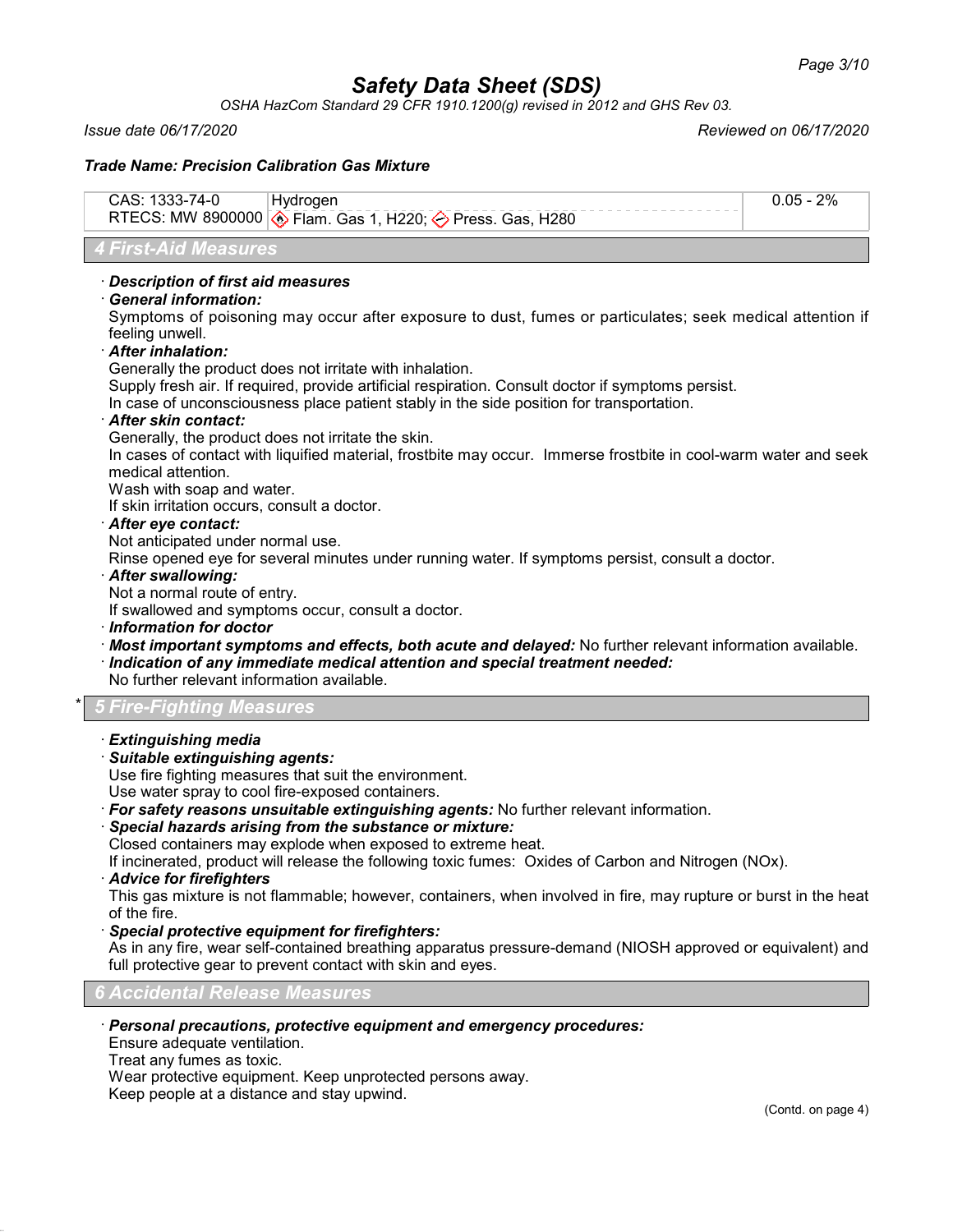**Trade Name: Precision Calibration Gas Mixture**

| | | |
|---|---|---|
| CAS: 1333-74-0<br>RTECS: MW 8900000 | Hydrogen<br>Flam. Gas 1, H220; Press. Gas, H280 | 0.05 - 2% |

## 4 First-Aid Measures

· ***Description of first aid measures***

· ***General information:***

Symptoms of poisoning may occur after exposure to dust, fumes or particulates; seek medical attention if feeling unwell.

· ***After inhalation:***

Generally the product does not irritate with inhalation.

Supply fresh air. If required, provide artificial respiration. Consult doctor if symptoms persist.

In case of unconsciousness place patient stably in the side position for transportation.

· ***After skin contact:***

Generally, the product does not irritate the skin.

In cases of contact with liquified material, frostbite may occur. Immerse frostbite in cool-warm water and seek medical attention.

Wash with soap and water.

If skin irritation occurs, consult a doctor.

· ***After eye contact:***

Not anticipated under normal use.

Rinse opened eye for several minutes under running water. If symptoms persist, consult a doctor.

· ***After swallowing:***

Not a normal route of entry.

If swallowed and symptoms occur, consult a doctor.

· ***Information for doctor***

· ***Most important symptoms and effects, both acute and delayed:*** No further relevant information available.

· ***Indication of any immediate medical attention and special treatment needed:***

No further relevant information available.

## * 5 Fire-Fighting Measures

· ***Extinguishing media***

· ***Suitable extinguishing agents:***

Use fire fighting measures that suit the environment.

Use water spray to cool fire-exposed containers.

· ***For safety reasons unsuitable extinguishing agents:*** No further relevant information.

· ***Special hazards arising from the substance or mixture:***

Closed containers may explode when exposed to extreme heat.

If incinerated, product will release the following toxic fumes: Oxides of Carbon and Nitrogen (NOx).

· ***Advice for firefighters***

This gas mixture is not flammable; however, containers, when involved in fire, may rupture or burst in the heat of the fire.

· ***Special protective equipment for firefighters:***

As in any fire, wear self-contained breathing apparatus pressure-demand (NIOSH approved or equivalent) and full protective gear to prevent contact with skin and eyes.

## 6 Accidental Release Measures

· ***Personal precautions, protective equipment and emergency procedures:***

Ensure adequate ventilation.

Treat any fumes as toxic.

Wear protective equipment. Keep unprotected persons away.

Keep people at a distance and stay upwind.

(Contd. on page 4)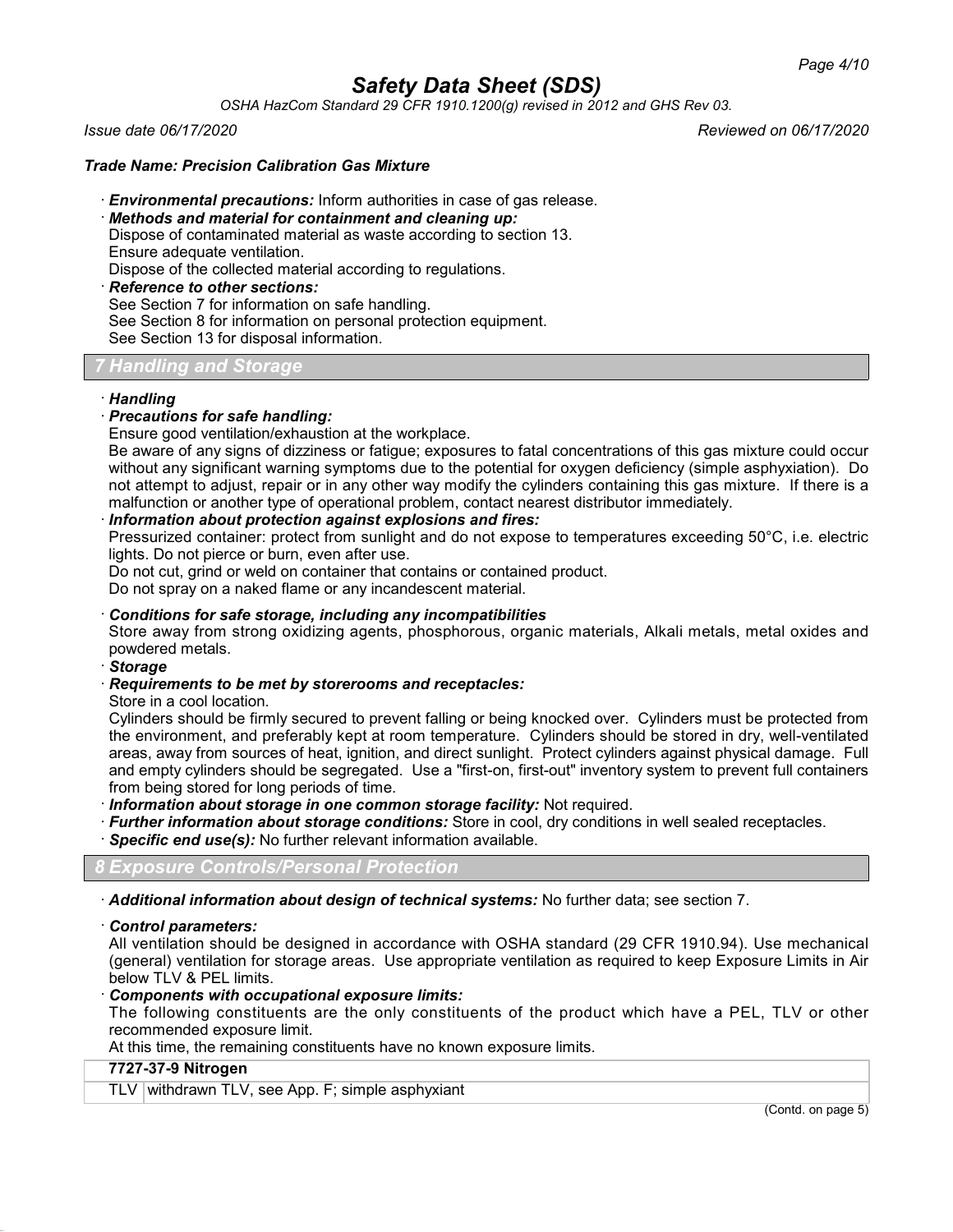## Trade Name: Precision Calibration Gas Mixture

· ***Environmental precautions:*** Inform authorities in case of gas release.

· ***Methods and material for containment and cleaning up:***
Dispose of contaminated material as waste according to section 13.
Ensure adequate ventilation.
Dispose of the collected material according to regulations.

· ***Reference to other sections:***
See Section 7 for information on safe handling.
See Section 8 for information on personal protection equipment.
See Section 13 for disposal information.

## 7 Handling and Storage

· ***Handling***

· ***Precautions for safe handling:***
Ensure good ventilation/exhaustion at the workplace.
Be aware of any signs of dizziness or fatigue; exposures to fatal concentrations of this gas mixture could occur without any significant warning symptoms due to the potential for oxygen deficiency (simple asphyxiation). Do not attempt to adjust, repair or in any other way modify the cylinders containing this gas mixture. If there is a malfunction or another type of operational problem, contact nearest distributor immediately.

· ***Information about protection against explosions and fires:***
Pressurized container: protect from sunlight and do not expose to temperatures exceeding 50°C, i.e. electric lights. Do not pierce or burn, even after use.
Do not cut, grind or weld on container that contains or contained product.
Do not spray on a naked flame or any incandescent material.

· ***Conditions for safe storage, including any incompatibilities***
Store away from strong oxidizing agents, phosphorous, organic materials, Alkali metals, metal oxides and powdered metals.

· ***Storage***

· ***Requirements to be met by storerooms and receptacles:***
Store in a cool location.
Cylinders should be firmly secured to prevent falling or being knocked over. Cylinders must be protected from the environment, and preferably kept at room temperature. Cylinders should be stored in dry, well-ventilated areas, away from sources of heat, ignition, and direct sunlight. Protect cylinders against physical damage. Full and empty cylinders should be segregated. Use a "first-on, first-out" inventory system to prevent full containers from being stored for long periods of time.

· ***Information about storage in one common storage facility:*** Not required.

· ***Further information about storage conditions:*** Store in cool, dry conditions in well sealed receptacles.

· ***Specific end use(s):*** No further relevant information available.

## 8 Exposure Controls/Personal Protection

· ***Additional information about design of technical systems:*** No further data; see section 7.

· ***Control parameters:***
All ventilation should be designed in accordance with OSHA standard (29 CFR 1910.94). Use mechanical (general) ventilation for storage areas. Use appropriate ventilation as required to keep Exposure Limits in Air below TLV & PEL limits.

· ***Components with occupational exposure limits:***
The following constituents are the only constituents of the product which have a PEL, TLV or other recommended exposure limit.
At this time, the remaining constituents have no known exposure limits.

| **7727-37-9 Nitrogen** | |
|---|---|
| TLV | withdrawn TLV, see App. F; simple asphyxiant |

(Contd. on page 5)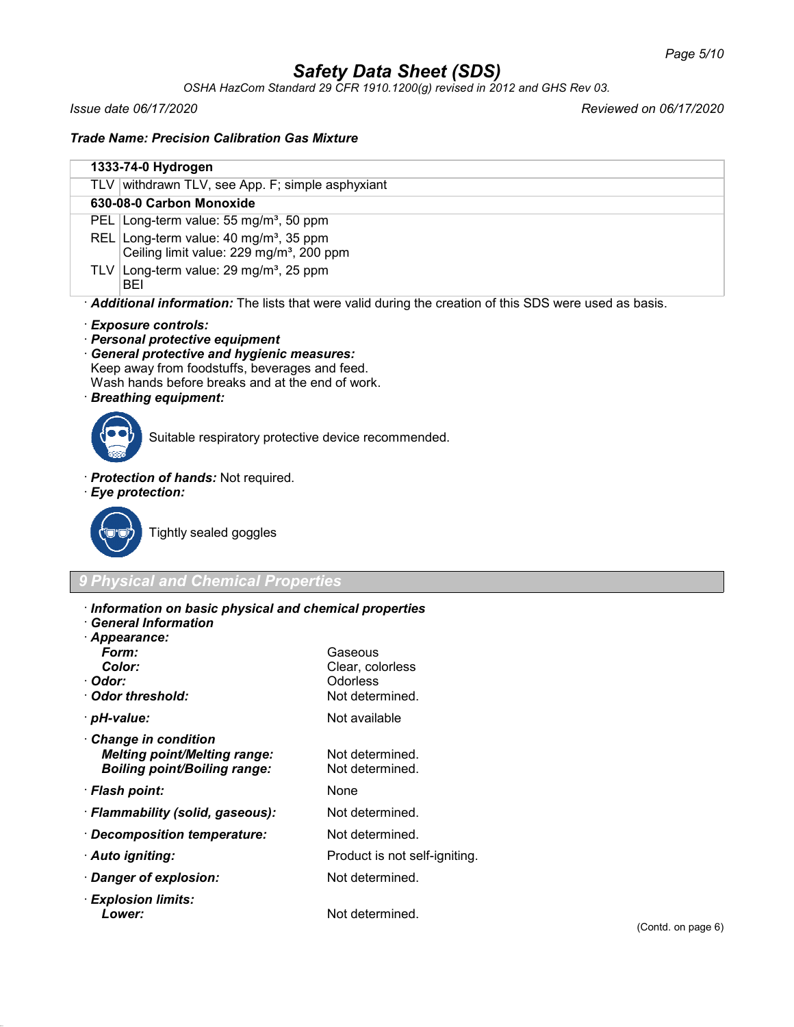| 1333-74-0 Hydrogen | |
|---|---|
| TLV | withdrawn TLV, see App. F; simple asphyxiant |
| **630-08-0 Carbon Monoxide** | |
| PEL | Long-term value: 55 mg/m³, 50 ppm |
| REL | Long-term value: 40 mg/m³, 35 ppm<br>Ceiling limit value: 229 mg/m³, 200 ppm |
| TLV | Long-term value: 29 mg/m³, 25 ppm<br>BEI |

· ***Additional information:*** The lists that were valid during the creation of this SDS were used as basis.

· ***Exposure controls:***
· ***Personal protective equipment***
· ***General protective and hygienic measures:***
Keep away from foodstuffs, beverages and feed.
Wash hands before breaks and at the end of work.
· ***Breathing equipment:***

Suitable respiratory protective device recommended.

· ***Protection of hands:*** Not required.
· ***Eye protection:***

Tightly sealed goggles

## 9 Physical and Chemical Properties

· ***Information on basic physical and chemical properties***
· ***General Information***
· ***Appearance:***

| | |
|---|---|
| ***Form:*** | Gaseous |
| ***Color:*** | Clear, colorless |
| · ***Odor:*** | Odorless |
| · ***Odor threshold:*** | Not determined. |
| · ***pH-value:*** | Not available |
| · ***Change in condition*** | |
| ***Melting point/Melting range:*** | Not determined. |
| ***Boiling point/Boiling range:*** | Not determined. |
| · ***Flash point:*** | None |
| · ***Flammability (solid, gaseous):*** | Not determined. |
| · ***Decomposition temperature:*** | Not determined. |
| · ***Auto igniting:*** | Product is not self-igniting. |
| · ***Danger of explosion:*** | Not determined. |
| · ***Explosion limits:*** | |
| ***Lower:*** | Not determined. |

(Contd. on page 6)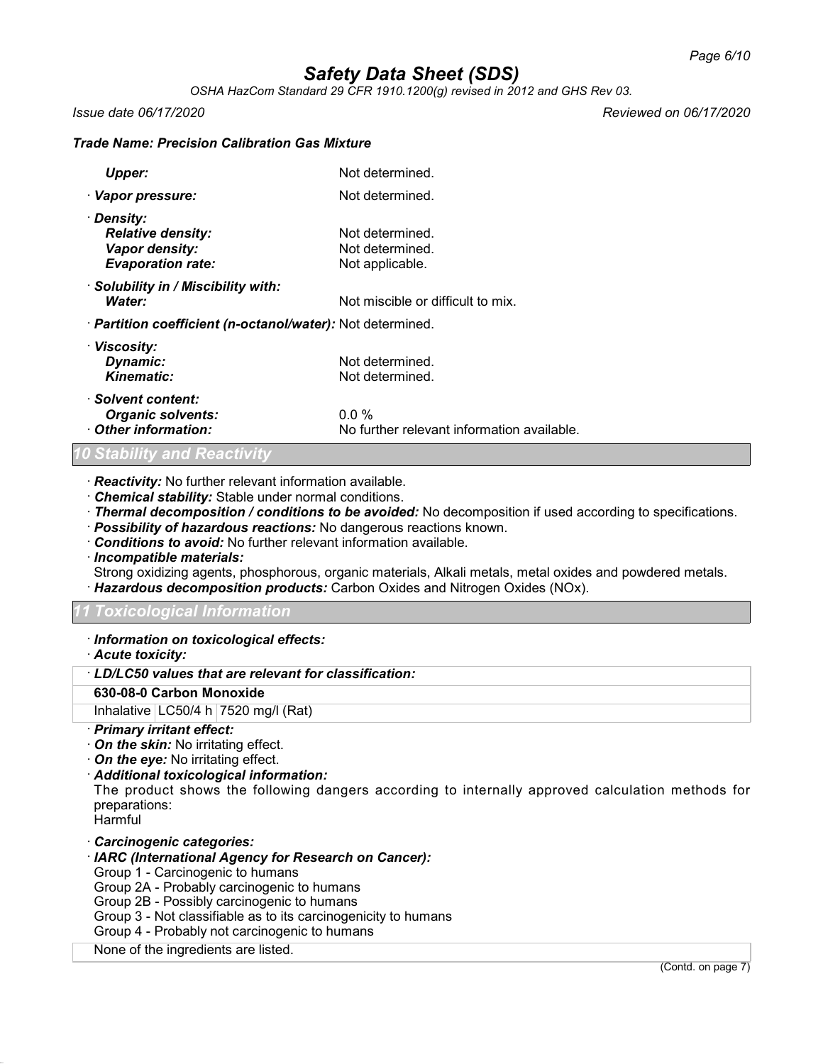*Trade Name: Precision Calibration Gas Mixture*

| | |
|---|---|
| ***Upper:*** | Not determined. |
| · ***Vapor pressure:*** | Not determined. |
| · ***Density:*** | |
| ***Relative density:*** | Not determined. |
| ***Vapor density:*** | Not determined. |
| ***Evaporation rate:*** | Not applicable. |
| · ***Solubility in / Miscibility with:*** | |
| ***Water:*** | Not miscible or difficult to mix. |
| · ***Partition coefficient (n-octanol/water):*** | Not determined. |
| · ***Viscosity:*** | |
| ***Dynamic:*** | Not determined. |
| ***Kinematic:*** | Not determined. |
| · ***Solvent content:*** | |
| ***Organic solvents:*** | 0.0 % |
| · ***Other information:*** | No further relevant information available. |

## *10 Stability and Reactivity*

· ***Reactivity:*** No further relevant information available.
· ***Chemical stability:*** Stable under normal conditions.
· ***Thermal decomposition / conditions to be avoided:*** No decomposition if used according to specifications.
· ***Possibility of hazardous reactions:*** No dangerous reactions known.
· ***Conditions to avoid:*** No further relevant information available.
· ***Incompatible materials:***
Strong oxidizing agents, phosphorous, organic materials, Alkali metals, metal oxides and powdered metals.
· ***Hazardous decomposition products:*** Carbon Oxides and Nitrogen Oxides (NOx).

## *11 Toxicological Information*

· ***Information on toxicological effects:***
· ***Acute toxicity:***

| · ***LD/LC50 values that are relevant for classification:*** | | |
|---|---|---|
| **630-08-0 Carbon Monoxide** | | |
| Inhalative | LC50/4 h | 7520 mg/l (Rat) |

· ***Primary irritant effect:***
· ***On the skin:*** No irritating effect.
· ***On the eye:*** No irritating effect.
· ***Additional toxicological information:***
The product shows the following dangers according to internally approved calculation methods for preparations:
Harmful

· ***Carcinogenic categories:***
· ***IARC (International Agency for Research on Cancer):***
Group 1 - Carcinogenic to humans
Group 2A - Probably carcinogenic to humans
Group 2B - Possibly carcinogenic to humans
Group 3 - Not classifiable as to its carcinogenicity to humans
Group 4 - Probably not carcinogenic to humans

None of the ingredients are listed.

(Contd. on page 7)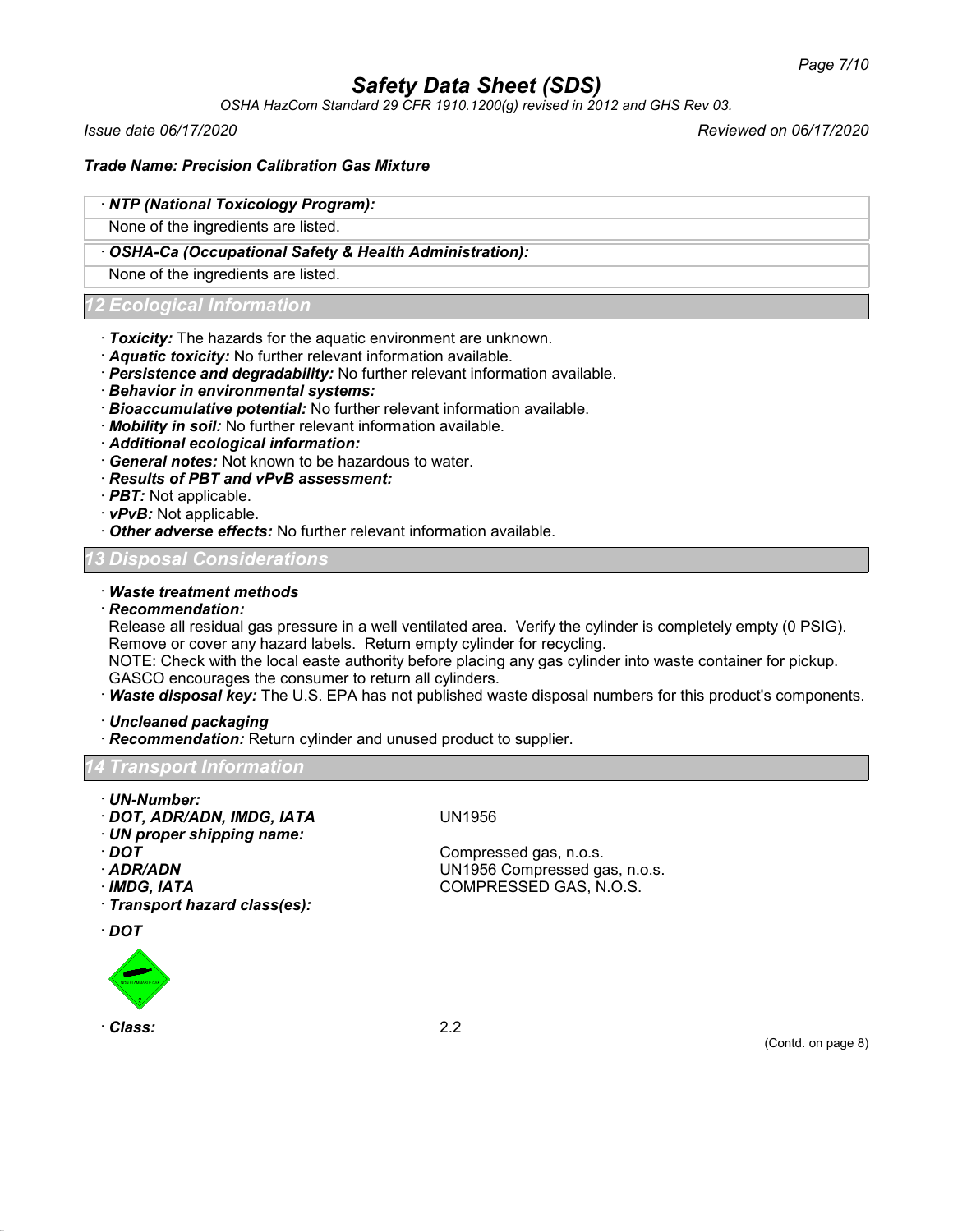# Safety Data Sheet (SDS)

*OSHA HazCom Standard 29 CFR 1910.1200(g) revised in 2012 and GHS Rev 03.*

*Issue date 06/17/2020* *Reviewed on 06/17/2020*

***Trade Name: Precision Calibration Gas Mixture***

· ***NTP (National Toxicology Program):***

None of the ingredients are listed.

· ***OSHA-Ca (Occupational Safety & Health Administration):***

None of the ingredients are listed.

## 12 Ecological Information

- · ***Toxicity:*** The hazards for the aquatic environment are unknown.
- · ***Aquatic toxicity:*** No further relevant information available.
- · ***Persistence and degradability:*** No further relevant information available.
- · ***Behavior in environmental systems:***
- · ***Bioaccumulative potential:*** No further relevant information available.
- · ***Mobility in soil:*** No further relevant information available.
- · ***Additional ecological information:***
- · ***General notes:*** Not known to be hazardous to water.
- · ***Results of PBT and vPvB assessment:***
- · ***PBT:*** Not applicable.
- · ***vPvB:*** Not applicable.
- · ***Other adverse effects:*** No further relevant information available.

## 13 Disposal Considerations

· ***Waste treatment methods***

· ***Recommendation:***

Release all residual gas pressure in a well ventilated area. Verify the cylinder is completely empty (0 PSIG). Remove or cover any hazard labels. Return empty cylinder for recycling.

NOTE: Check with the local easte authority before placing any gas cylinder into waste container for pickup. GASCO encourages the consumer to return all cylinders.

· ***Waste disposal key:*** The U.S. EPA has not published waste disposal numbers for this product's components.

· ***Uncleaned packaging***

· ***Recommendation:*** Return cylinder and unused product to supplier.

## 14 Transport Information

· ***UN-Number:***

· ***DOT, ADR/ADN, IMDG, IATA*** UN1956

· ***UN proper shipping name:***

· ***DOT*** Compressed gas, n.o.s.

· ***ADR/ADN*** UN1956 Compressed gas, n.o.s.

· ***IMDG, IATA*** COMPRESSED GAS, N.O.S.

· ***Transport hazard class(es):***

· ***DOT***

· ***Class:*** 2.2

(Contd. on page 8)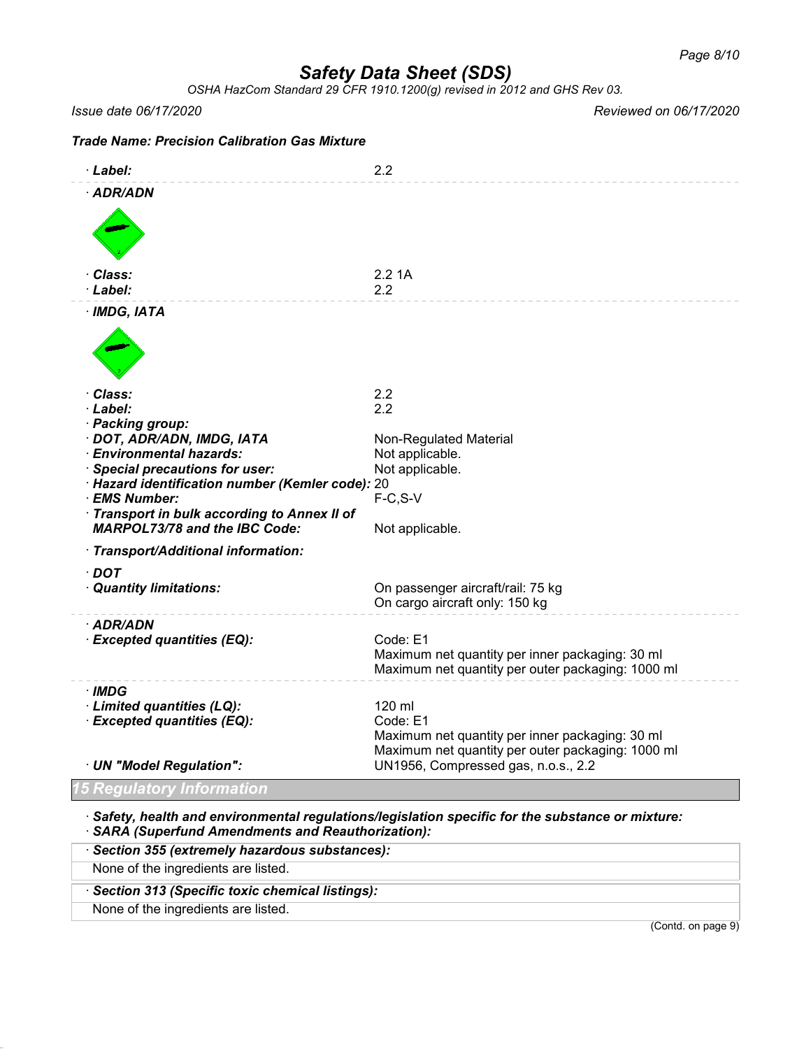# Safety Data Sheet (SDS)

*OSHA HazCom Standard 29 CFR 1910.1200(g) revised in 2012 and GHS Rev 03.*

*Issue date 06/17/2020* *Reviewed on 06/17/2020*

***Trade Name: Precision Calibration Gas Mixture***

· **Label:** 2.2

· **ADR/ADN**

· **Class:** 2.2 1A
· **Label:** 2.2

· **IMDG, IATA**

· **Class:** 2.2
· **Label:** 2.2
· **Packing group:**
· **DOT, ADR/ADN, IMDG, IATA** Non-Regulated Material
· **Environmental hazards:** Not applicable.
· **Special precautions for user:** Not applicable.
· **Hazard identification number (Kemler code):** 20
· **EMS Number:** F-C,S-V
· **Transport in bulk according to Annex II of MARPOL73/78 and the IBC Code:** Not applicable.

· **Transport/Additional information:**

· **DOT**
· **Quantity limitations:** On passenger aircraft/rail: 75 kg
On cargo aircraft only: 150 kg

· **ADR/ADN**
· **Excepted quantities (EQ):** Code: E1
Maximum net quantity per inner packaging: 30 ml
Maximum net quantity per outer packaging: 1000 ml

· **IMDG**
· **Limited quantities (LQ):** 120 ml
· **Excepted quantities (EQ):** Code: E1
Maximum net quantity per inner packaging: 30 ml
Maximum net quantity per outer packaging: 1000 ml
· **UN "Model Regulation":** UN1956, Compressed gas, n.o.s., 2.2

## 15 Regulatory Information

· **Safety, health and environmental regulations/legislation specific for the substance or mixture:**
· **SARA (Superfund Amendments and Reauthorization):**

· **Section 355 (extremely hazardous substances):**
None of the ingredients are listed.

· **Section 313 (Specific toxic chemical listings):**
None of the ingredients are listed.

(Contd. on page 9)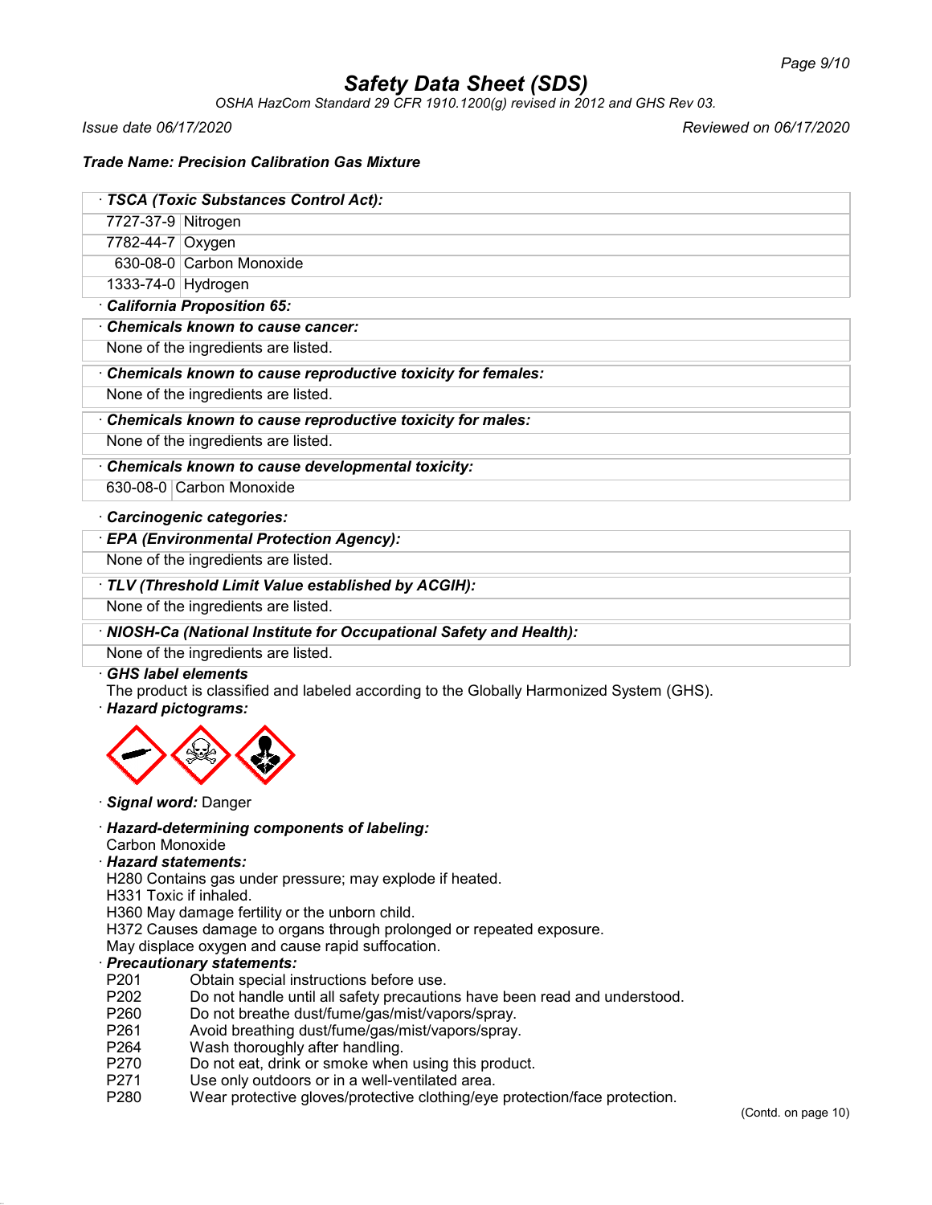# Safety Data Sheet (SDS)

*OSHA HazCom Standard 29 CFR 1910.1200(g) revised in 2012 and GHS Rev 03.*

*Issue date 06/17/2020* *Reviewed on 06/17/2020*

***Trade Name: Precision Calibration Gas Mixture***

**· TSCA (Toxic Substances Control Act):**

| | |
|---|---|
| 7727-37-9 | Nitrogen |
| 7782-44-7 | Oxygen |
| 630-08-0 | Carbon Monoxide |
| 1333-74-0 | Hydrogen |

**· California Proposition 65:**

**· Chemicals known to cause cancer:**

None of the ingredients are listed.

**· Chemicals known to cause reproductive toxicity for females:**

None of the ingredients are listed.

**· Chemicals known to cause reproductive toxicity for males:**

None of the ingredients are listed.

**· Chemicals known to cause developmental toxicity:**

| | |
|---|---|
| 630-08-0 | Carbon Monoxide |

**· Carcinogenic categories:**

**· EPA (Environmental Protection Agency):**

None of the ingredients are listed.

**· TLV (Threshold Limit Value established by ACGIH):**

None of the ingredients are listed.

**· NIOSH-Ca (National Institute for Occupational Safety and Health):**

None of the ingredients are listed.

**· GHS label elements**

The product is classified and labeled according to the Globally Harmonized System (GHS).

**· Hazard pictograms:**

**· Signal word:** Danger

**· Hazard-determining components of labeling:**

Carbon Monoxide

**· Hazard statements:**

H280 Contains gas under pressure; may explode if heated.
H331 Toxic if inhaled.
H360 May damage fertility or the unborn child.
H372 Causes damage to organs through prolonged or repeated exposure.
May displace oxygen and cause rapid suffocation.

**· Precautionary statements:**

- P201 Obtain special instructions before use.
- P202 Do not handle until all safety precautions have been read and understood.
- P260 Do not breathe dust/fume/gas/mist/vapors/spray.
- P261 Avoid breathing dust/fume/gas/mist/vapors/spray.
- P264 Wash thoroughly after handling.
- P270 Do not eat, drink or smoke when using this product.
- P271 Use only outdoors or in a well-ventilated area.
- P280 Wear protective gloves/protective clothing/eye protection/face protection.

(Contd. on page 10)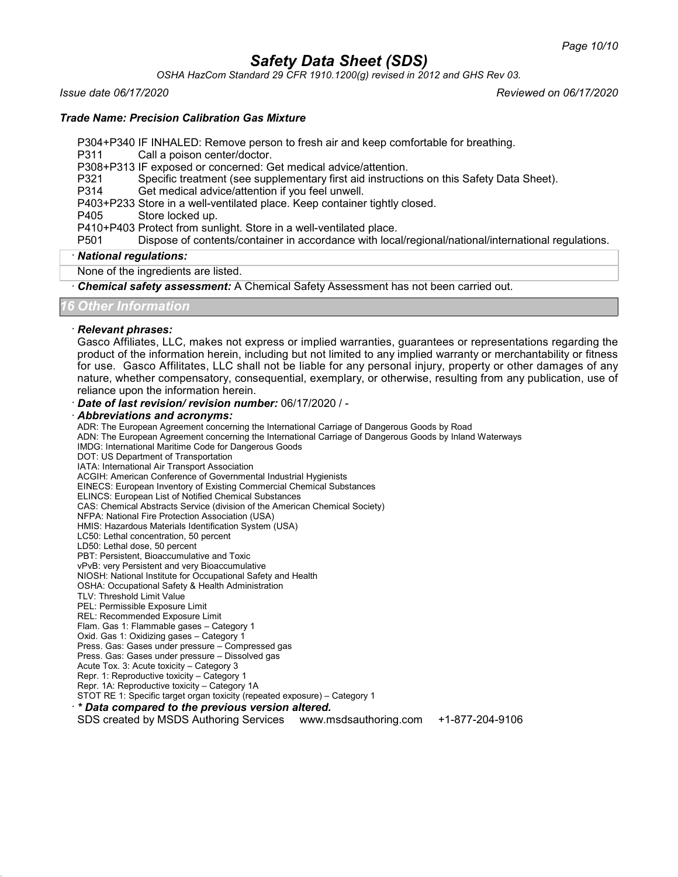*Trade Name: Precision Calibration Gas Mixture*

P304+P340 IF INHALED: Remove person to fresh air and keep comfortable for breathing.
P311 Call a poison center/doctor.
P308+P313 IF exposed or concerned: Get medical advice/attention.
P321 Specific treatment (see supplementary first aid instructions on this Safety Data Sheet).
P314 Get medical advice/attention if you feel unwell.
P403+P233 Store in a well-ventilated place. Keep container tightly closed.
P405 Store locked up.
P410+P403 Protect from sunlight. Store in a well-ventilated place.
P501 Dispose of contents/container in accordance with local/regional/national/international regulations.

· ***National regulations:***

None of the ingredients are listed.

· ***Chemical safety assessment:*** A Chemical Safety Assessment has not been carried out.

## 16 Other Information

· ***Relevant phrases:***

Gasco Affiliates, LLC, makes not express or implied warranties, guarantees or representations regarding the product of the information herein, including but not limited to any implied warranty or merchantability or fitness for use. Gasco Affilitates, LLC shall not be liable for any personal injury, property or other damages of any nature, whether compensatory, consequential, exemplary, or otherwise, resulting from any publication, use of reliance upon the information herein.

· ***Date of last revision/ revision number:*** 06/17/2020 / -

· ***Abbreviations and acronyms:***

ADR: The European Agreement concerning the International Carriage of Dangerous Goods by Road
ADN: The European Agreement concerning the International Carriage of Dangerous Goods by Inland Waterways
IMDG: International Maritime Code for Dangerous Goods
DOT: US Department of Transportation
IATA: International Air Transport Association
ACGIH: American Conference of Governmental Industrial Hygienists
EINECS: European Inventory of Existing Commercial Chemical Substances
ELINCS: European List of Notified Chemical Substances
CAS: Chemical Abstracts Service (division of the American Chemical Society)
NFPA: National Fire Protection Association (USA)
HMIS: Hazardous Materials Identification System (USA)
LC50: Lethal concentration, 50 percent
LD50: Lethal dose, 50 percent
PBT: Persistent, Bioaccumulative and Toxic
vPvB: very Persistent and very Bioaccumulative
NIOSH: National Institute for Occupational Safety and Health
OSHA: Occupational Safety & Health Administration
TLV: Threshold Limit Value
PEL: Permissible Exposure Limit
REL: Recommended Exposure Limit
Flam. Gas 1: Flammable gases – Category 1
Oxid. Gas 1: Oxidizing gases – Category 1
Press. Gas: Gases under pressure – Compressed gas
Press. Gas: Gases under pressure – Dissolved gas
Acute Tox. 3: Acute toxicity – Category 3
Repr. 1: Reproductive toxicity – Category 1
Repr. 1A: Reproductive toxicity – Category 1A
STOT RE 1: Specific target organ toxicity (repeated exposure) – Category 1

· ***\* Data compared to the previous version altered.***

SDS created by MSDS Authoring Services www.msdsauthoring.com +1-877-204-9106